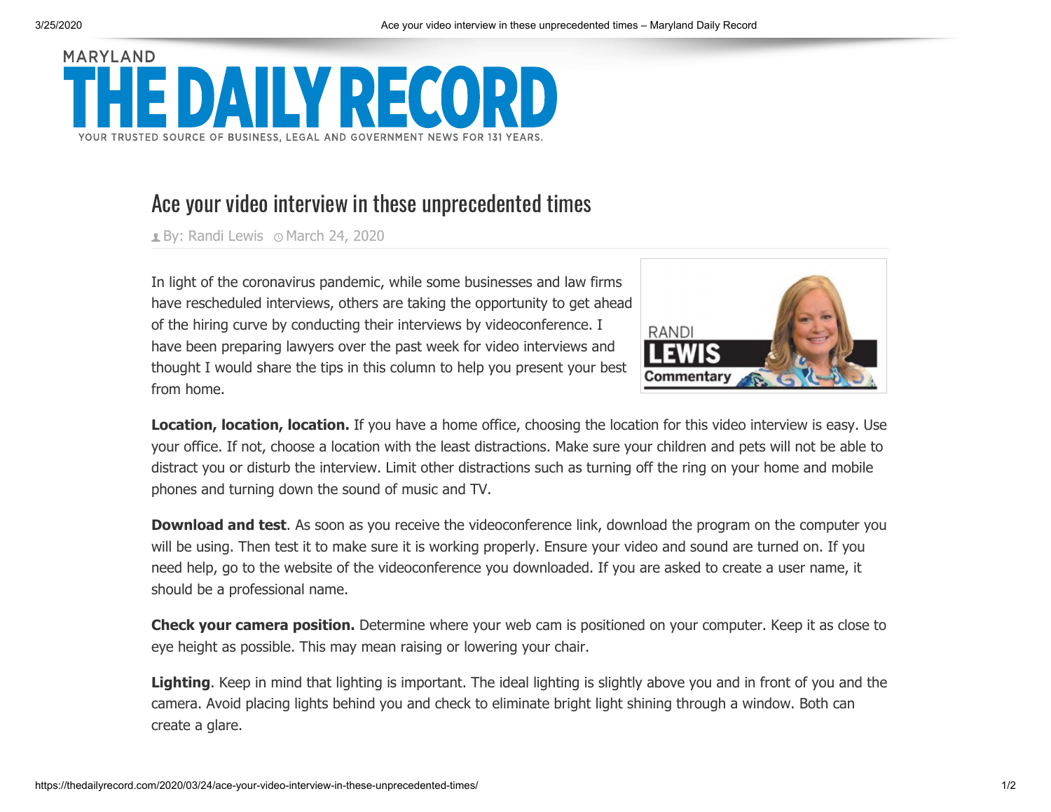MARYLAND

# THE DAILY RECORD

YOUR TRUSTED SOURCE OF BUSINESS, LEGAL AND GOVERNMENT NEWS FOR 131 YEARS.

## Ace your video interview in these unprecedented times

By: Randi Lewis March 24, 2020

In light of the coronavirus pandemic, while some businesses and law firms have rescheduled interviews, others are taking the opportunity to get ahead of the hiring curve by conducting their interviews by videoconference. I have been preparing lawyers over the past week for video interviews and thought I would share the tips in this column to help you present your best from home.

RANDI LEWIS Commentary

**Location, location, location.** If you have a home office, choosing the location for this video interview is easy. Use your office. If not, choose a location with the least distractions. Make sure your children and pets will not be able to distract you or disturb the interview. Limit other distractions such as turning off the ring on your home and mobile phones and turning down the sound of music and TV.

**Download and test**. As soon as you receive the videoconference link, download the program on the computer you will be using. Then test it to make sure it is working properly. Ensure your video and sound are turned on. If you need help, go to the website of the videoconference you downloaded. If you are asked to create a user name, it should be a professional name.

**Check your camera position.** Determine where your web cam is positioned on your computer. Keep it as close to eye height as possible. This may mean raising or lowering your chair.

**Lighting**. Keep in mind that lighting is important. The ideal lighting is slightly above you and in front of you and the camera. Avoid placing lights behind you and check to eliminate bright light shining through a window. Both can create a glare.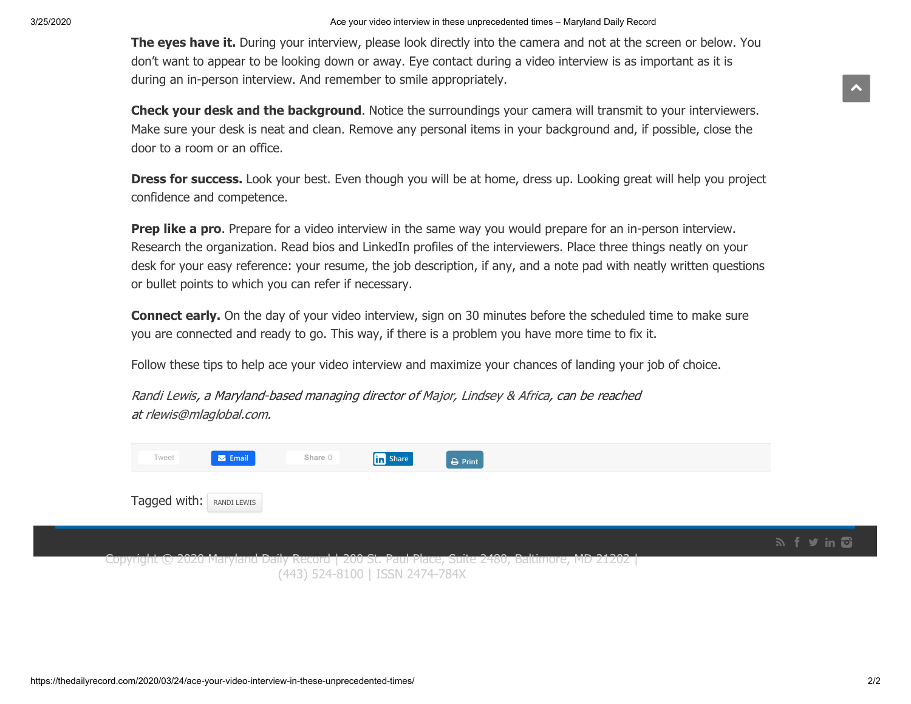**The eyes have it.** During your interview, please look directly into the camera and not at the screen or below. You don't want to appear to be looking down or away. Eye contact during a video interview is as important as it is during an in-person interview. And remember to smile appropriately.

**Check your desk and the background**. Notice the surroundings your camera will transmit to your interviewers. Make sure your desk is neat and clean. Remove any personal items in your background and, if possible, close the door to a room or an office.

**Dress for success.** Look your best. Even though you will be at home, dress up. Looking great will help you project confidence and competence.

**Prep like a pro**. Prepare for a video interview in the same way you would prepare for an in-person interview. Research the organization. Read bios and LinkedIn profiles of the interviewers. Place three things neatly on your desk for your easy reference: your resume, the job description, if any, and a note pad with neatly written questions or bullet points to which you can refer if necessary.

**Connect early.** On the day of your video interview, sign on 30 minutes before the scheduled time to make sure you are connected and ready to go. This way, if there is a problem you have more time to fix it.

Follow these tips to help ace your video interview and maximize your chances of landing your job of choice.

*Randi Lewis, a Maryland-based managing director of Major, Lindsey & Africa, can be reached at rlewis@mlaglobal.com.*

Tagged with: RANDI LEWIS

Copyright © 2020 Maryland Daily Record | 200 St. Paul Place, Suite 2480, Baltimore, MD 21202 | (443) 524-8100 | ISSN 2474-784X